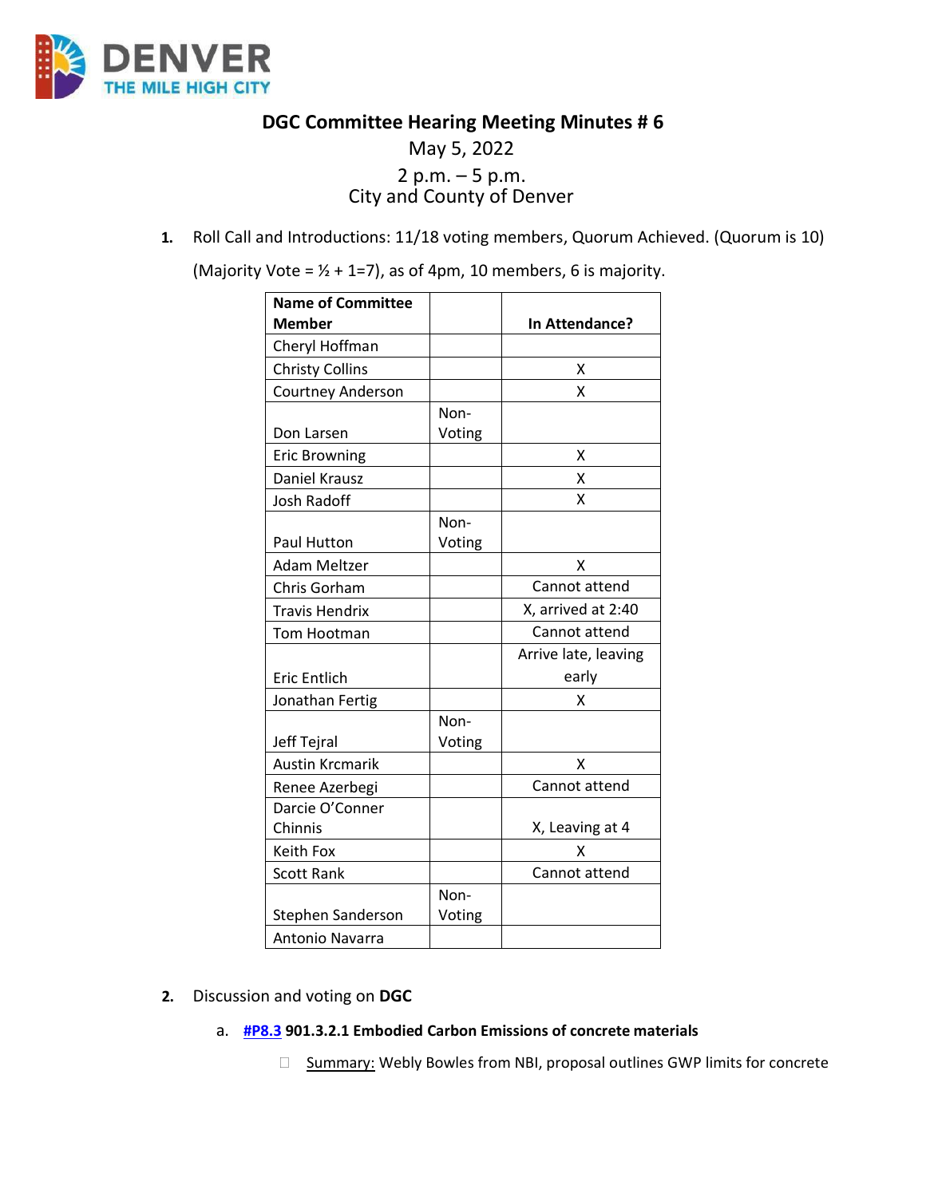# DGC Committee Hearing Meeting Minutes # 6

May 5, 2022

2 p.m. – 5 p.m.
City and County of Denver

1. Roll Call and Introductions: 11/18 voting members, Quorum Achieved. (Quorum is 10)

   (Majority Vote = ½ + 1=7), as of 4pm, 10 members, 6 is majority.

| Name of Committee Member | | In Attendance? |
|---|---|---|
| Cheryl Hoffman | | |
| Christy Collins | | X |
| Courtney Anderson | | X |
| Don Larsen | Non-Voting | |
| Eric Browning | | X |
| Daniel Krausz | | X |
| Josh Radoff | | X |
| Paul Hutton | Non-Voting | |
| Adam Meltzer | | X |
| Chris Gorham | | Cannot attend |
| Travis Hendrix | | X, arrived at 2:40 |
| Tom Hootman | | Cannot attend |
| Eric Entlich | | Arrive late, leaving early |
| Jonathan Fertig | | X |
| Jeff Tejral | Non-Voting | |
| Austin Krcmarik | | X |
| Renee Azerbegi | | Cannot attend |
| Darcie O'Conner Chinnis | | X, Leaving at 4 |
| Keith Fox | | X |
| Scott Rank | | Cannot attend |
| Stephen Sanderson | Non-Voting | |
| Antonio Navarra | | |

2. Discussion and voting on **DGC**

   a. **#P8.3 901.3.2.1 Embodied Carbon Emissions of concrete materials**

      - Summary: Webly Bowles from NBI, proposal outlines GWP limits for concrete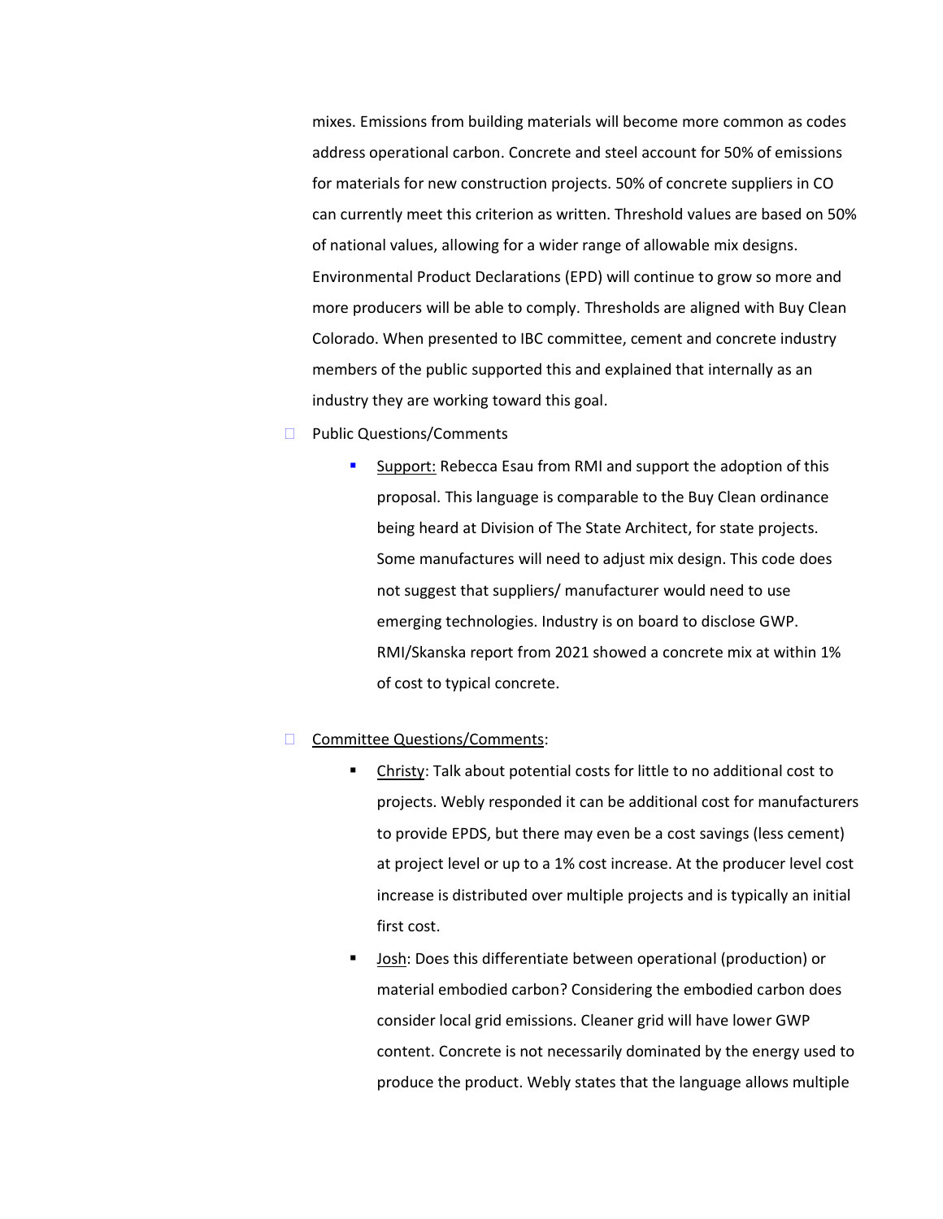mixes. Emissions from building materials will become more common as codes address operational carbon. Concrete and steel account for 50% of emissions for materials for new construction projects. 50% of concrete suppliers in CO can currently meet this criterion as written. Threshold values are based on 50% of national values, allowing for a wider range of allowable mix designs. Environmental Product Declarations (EPD) will continue to grow so more and more producers will be able to comply. Thresholds are aligned with Buy Clean Colorado. When presented to IBC committee, cement and concrete industry members of the public supported this and explained that internally as an industry they are working toward this goal.

- Public Questions/Comments
  - Support: Rebecca Esau from RMI and support the adoption of this proposal. This language is comparable to the Buy Clean ordinance being heard at Division of The State Architect, for state projects. Some manufactures will need to adjust mix design. This code does not suggest that suppliers/ manufacturer would need to use emerging technologies. Industry is on board to disclose GWP. RMI/Skanska report from 2021 showed a concrete mix at within 1% of cost to typical concrete.

- Committee Questions/Comments:
  - Christy: Talk about potential costs for little to no additional cost to projects. Webly responded it can be additional cost for manufacturers to provide EPDS, but there may even be a cost savings (less cement) at project level or up to a 1% cost increase. At the producer level cost increase is distributed over multiple projects and is typically an initial first cost.
  - Josh: Does this differentiate between operational (production) or material embodied carbon? Considering the embodied carbon does consider local grid emissions. Cleaner grid will have lower GWP content. Concrete is not necessarily dominated by the energy used to produce the product. Webly states that the language allows multiple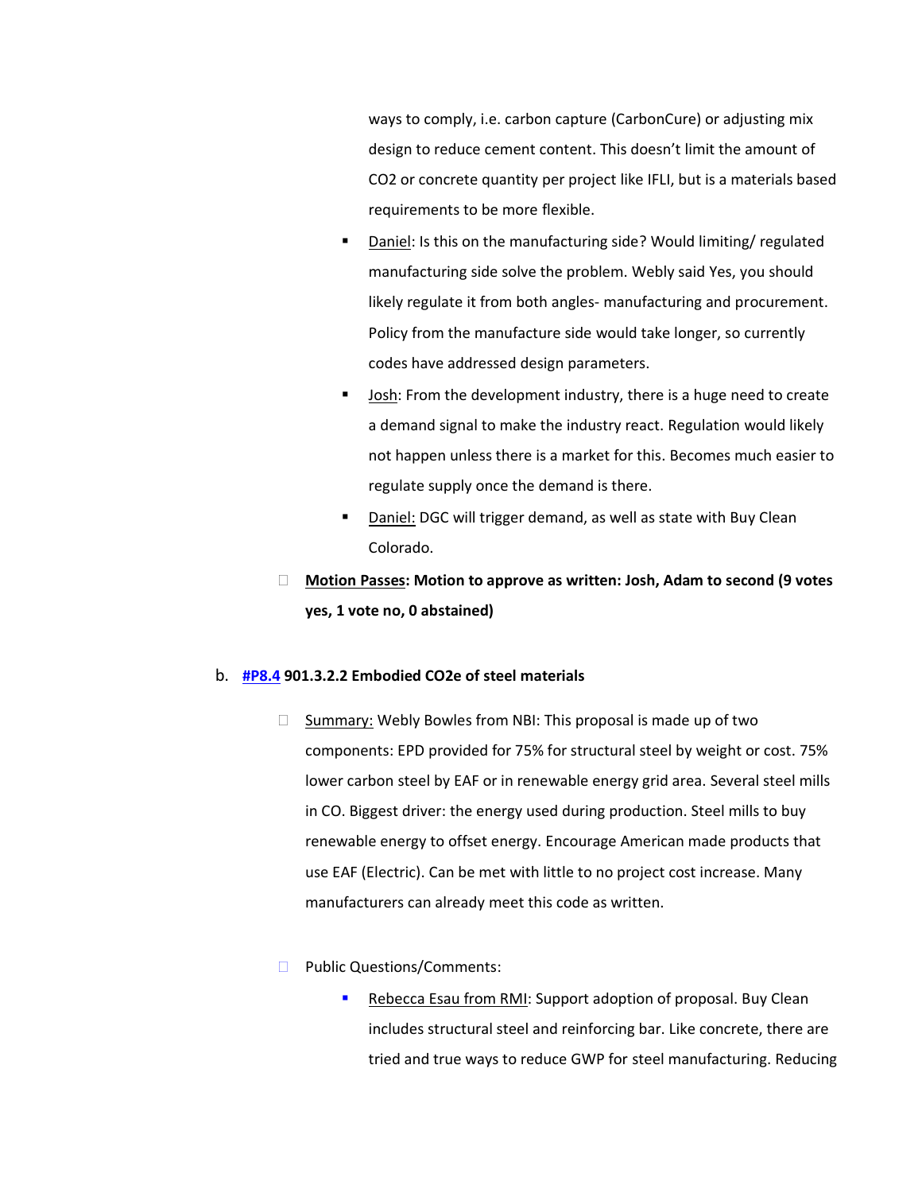ways to comply, i.e. carbon capture (CarbonCure) or adjusting mix design to reduce cement content. This doesn't limit the amount of $CO_2$ or concrete quantity per project like IFLI, but is a materials based requirements to be more flexible.

- Daniel: Is this on the manufacturing side? Would limiting/ regulated manufacturing side solve the problem. Webly said Yes, you should likely regulate it from both angles- manufacturing and procurement. Policy from the manufacture side would take longer, so currently codes have addressed design parameters.
- Josh: From the development industry, there is a huge need to create a demand signal to make the industry react. Regulation would likely not happen unless there is a market for this. Becomes much easier to regulate supply once the demand is there.
- Daniel: DGC will trigger demand, as well as state with Buy Clean Colorado.

- **Motion Passes: Motion to approve as written: Josh, Adam to second (9 votes yes, 1 vote no, 0 abstained)**

b. **#P8.4 901.3.2.2 Embodied CO2e of steel materials**

- Summary: Webly Bowles from NBI: This proposal is made up of two components: EPD provided for 75% for structural steel by weight or cost. 75% lower carbon steel by EAF or in renewable energy grid area. Several steel mills in CO. Biggest driver: the energy used during production. Steel mills to buy renewable energy to offset energy. Encourage American made products that use EAF (Electric). Can be met with little to no project cost increase. Many manufacturers can already meet this code as written.

- Public Questions/Comments:
  - Rebecca Esau from RMI: Support adoption of proposal. Buy Clean includes structural steel and reinforcing bar. Like concrete, there are tried and true ways to reduce GWP for steel manufacturing. Reducing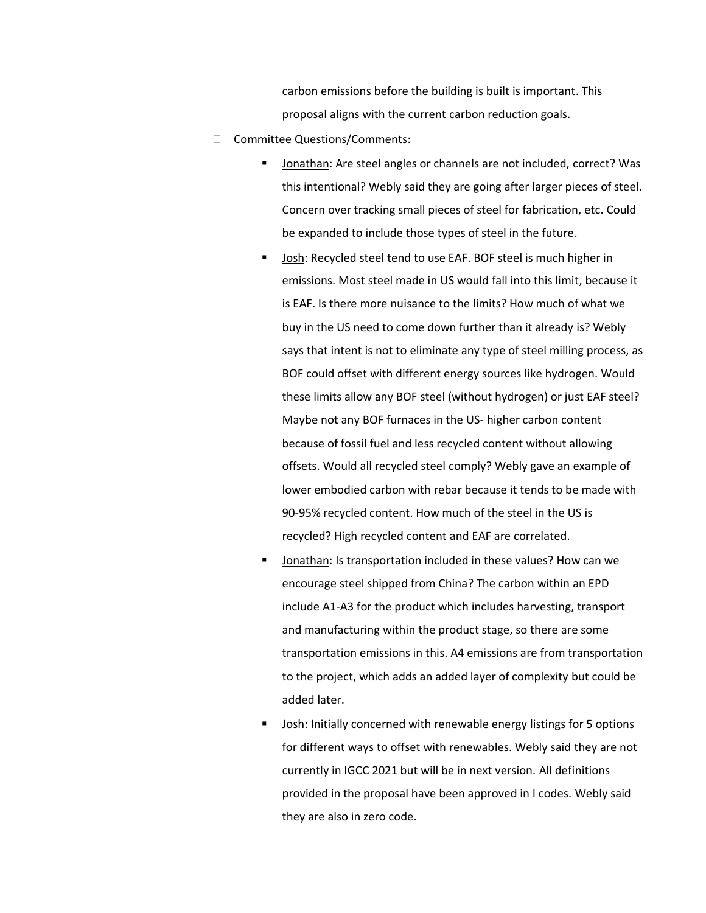carbon emissions before the building is built is important. This proposal aligns with the current carbon reduction goals.

- Committee Questions/Comments:
  - Jonathan: Are steel angles or channels are not included, correct? Was this intentional? Webly said they are going after larger pieces of steel. Concern over tracking small pieces of steel for fabrication, etc. Could be expanded to include those types of steel in the future.
  - Josh: Recycled steel tend to use EAF. BOF steel is much higher in emissions. Most steel made in US would fall into this limit, because it is EAF. Is there more nuisance to the limits? How much of what we buy in the US need to come down further than it already is? Webly says that intent is not to eliminate any type of steel milling process, as BOF could offset with different energy sources like hydrogen. Would these limits allow any BOF steel (without hydrogen) or just EAF steel? Maybe not any BOF furnaces in the US- higher carbon content because of fossil fuel and less recycled content without allowing offsets. Would all recycled steel comply? Webly gave an example of lower embodied carbon with rebar because it tends to be made with 90-95% recycled content. How much of the steel in the US is recycled? High recycled content and EAF are correlated.
  - Jonathan: Is transportation included in these values? How can we encourage steel shipped from China? The carbon within an EPD include A1-A3 for the product which includes harvesting, transport and manufacturing within the product stage, so there are some transportation emissions in this. A4 emissions are from transportation to the project, which adds an added layer of complexity but could be added later.
  - Josh: Initially concerned with renewable energy listings for 5 options for different ways to offset with renewables. Webly said they are not currently in IGCC 2021 but will be in next version. All definitions provided in the proposal have been approved in I codes. Webly said they are also in zero code.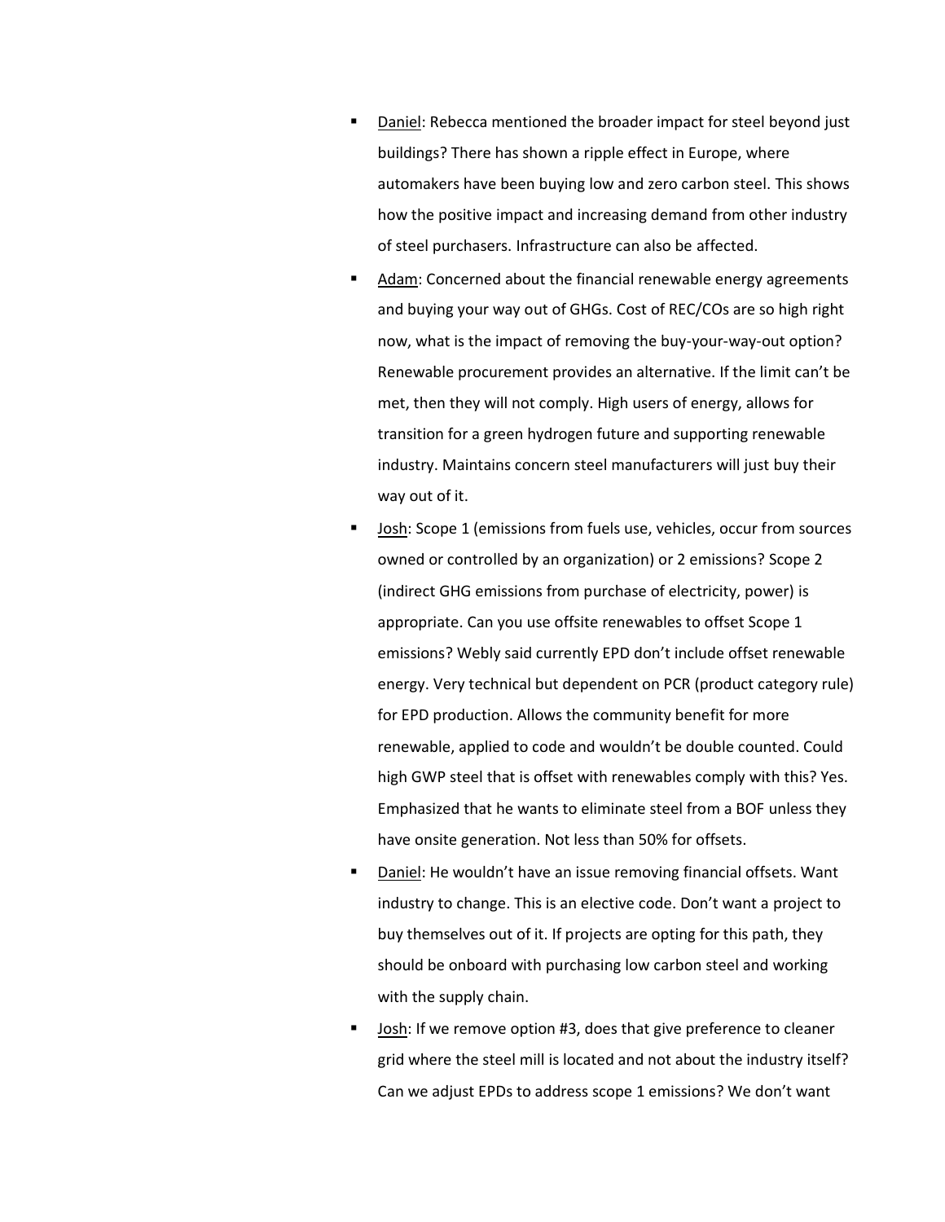- <u>Daniel</u>: Rebecca mentioned the broader impact for steel beyond just buildings? There has shown a ripple effect in Europe, where automakers have been buying low and zero carbon steel. This shows how the positive impact and increasing demand from other industry of steel purchasers. Infrastructure can also be affected.
- <u>Adam</u>: Concerned about the financial renewable energy agreements and buying your way out of GHGs. Cost of REC/COs are so high right now, what is the impact of removing the buy-your-way-out option? Renewable procurement provides an alternative. If the limit can't be met, then they will not comply. High users of energy, allows for transition for a green hydrogen future and supporting renewable industry. Maintains concern steel manufacturers will just buy their way out of it.
- <u>Josh</u>: Scope 1 (emissions from fuels use, vehicles, occur from sources owned or controlled by an organization) or 2 emissions? Scope 2 (indirect GHG emissions from purchase of electricity, power) is appropriate. Can you use offsite renewables to offset Scope 1 emissions? Webly said currently EPD don't include offset renewable energy. Very technical but dependent on PCR (product category rule) for EPD production. Allows the community benefit for more renewable, applied to code and wouldn't be double counted. Could high GWP steel that is offset with renewables comply with this? Yes. Emphasized that he wants to eliminate steel from a BOF unless they have onsite generation. Not less than 50% for offsets.
- <u>Daniel</u>: He wouldn't have an issue removing financial offsets. Want industry to change. This is an elective code. Don't want a project to buy themselves out of it. If projects are opting for this path, they should be onboard with purchasing low carbon steel and working with the supply chain.
- <u>Josh</u>: If we remove option #3, does that give preference to cleaner grid where the steel mill is located and not about the industry itself? Can we adjust EPDs to address scope 1 emissions? We don't want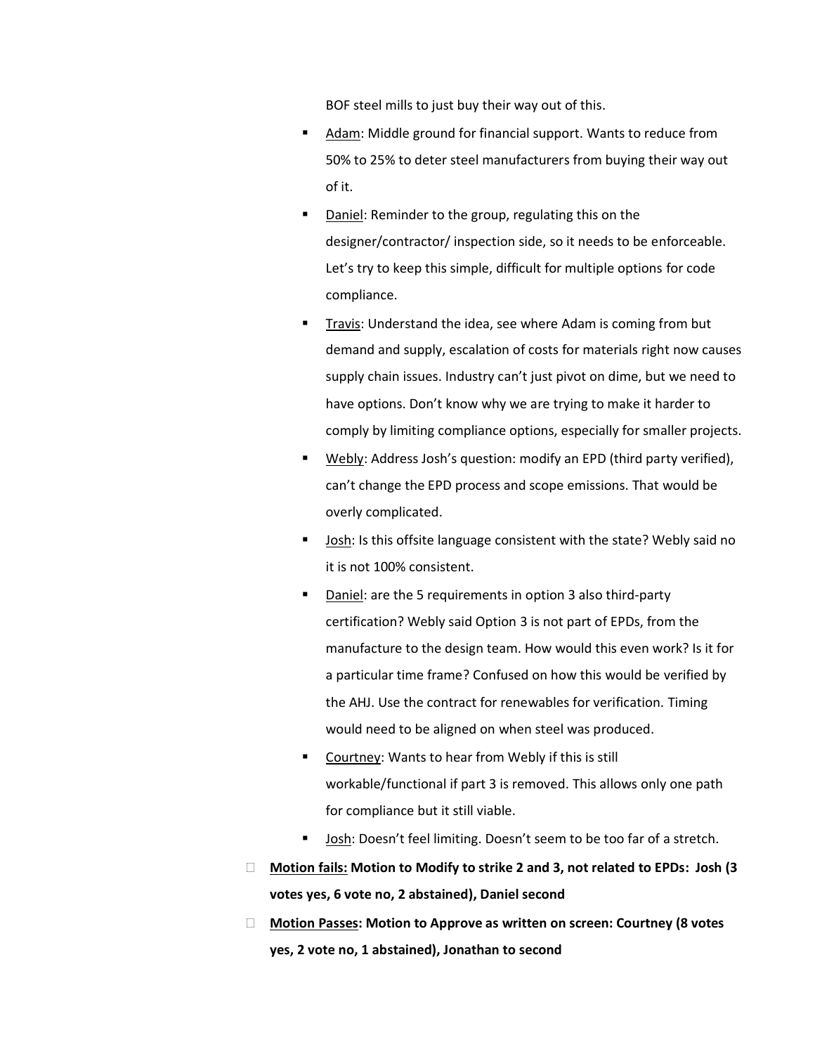BOF steel mills to just buy their way out of this.

- Adam: Middle ground for financial support. Wants to reduce from 50% to 25% to deter steel manufacturers from buying their way out of it.
- Daniel: Reminder to the group, regulating this on the designer/contractor/ inspection side, so it needs to be enforceable. Let's try to keep this simple, difficult for multiple options for code compliance.
- Travis: Understand the idea, see where Adam is coming from but demand and supply, escalation of costs for materials right now causes supply chain issues. Industry can't just pivot on dime, but we need to have options. Don't know why we are trying to make it harder to comply by limiting compliance options, especially for smaller projects.
- Webly: Address Josh's question: modify an EPD (third party verified), can't change the EPD process and scope emissions. That would be overly complicated.
- Josh: Is this offsite language consistent with the state? Webly said no it is not 100% consistent.
- Daniel: are the 5 requirements in option 3 also third-party certification? Webly said Option 3 is not part of EPDs, from the manufacture to the design team. How would this even work? Is it for a particular time frame? Confused on how this would be verified by the AHJ. Use the contract for renewables for verification. Timing would need to be aligned on when steel was produced.
- Courtney: Wants to hear from Webly if this is still workable/functional if part 3 is removed. This allows only one path for compliance but it still viable.
- Josh: Doesn't feel limiting. Doesn't seem to be too far of a stretch.

- **Motion fails: Motion to Modify to strike 2 and 3, not related to EPDs: Josh (3 votes yes, 6 vote no, 2 abstained), Daniel second**
- **Motion Passes: Motion to Approve as written on screen: Courtney (8 votes yes, 2 vote no, 1 abstained), Jonathan to second**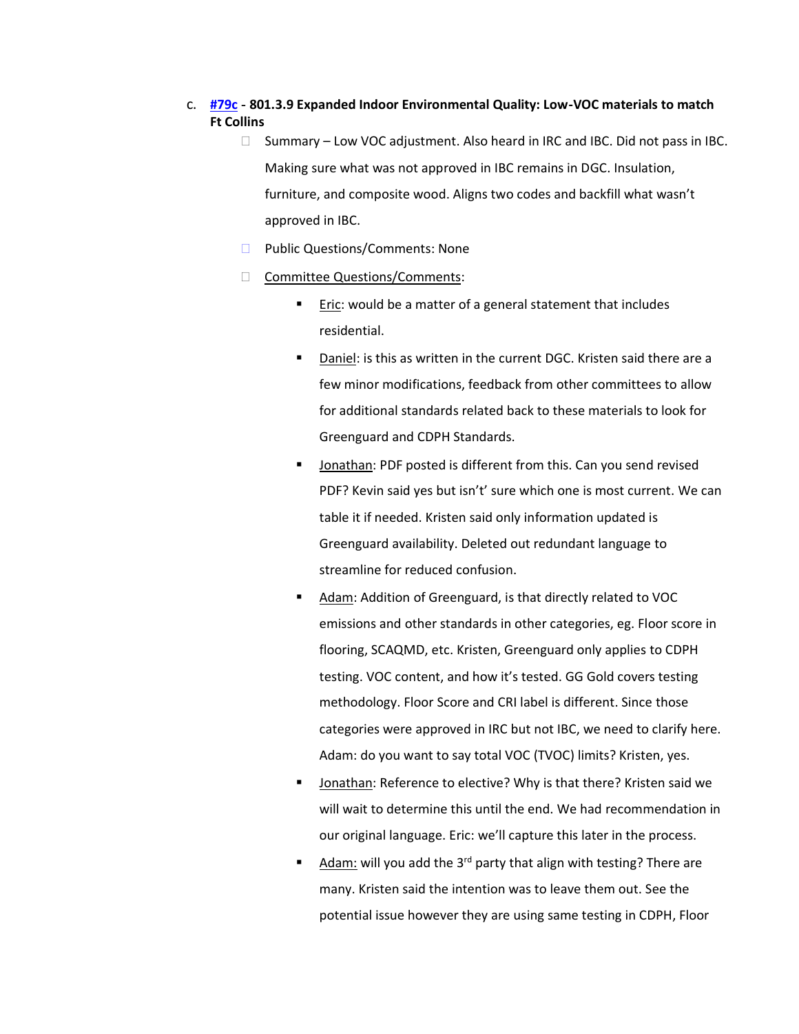c. **#79c - 801.3.9 Expanded Indoor Environmental Quality: Low-VOC materials to match Ft Collins**

- Summary – Low VOC adjustment. Also heard in IRC and IBC. Did not pass in IBC. Making sure what was not approved in IBC remains in DGC. Insulation, furniture, and composite wood. Aligns two codes and backfill what wasn't approved in IBC.
- Public Questions/Comments: None
- Committee Questions/Comments:
  - Eric: would be a matter of a general statement that includes residential.
  - Daniel: is this as written in the current DGC. Kristen said there are a few minor modifications, feedback from other committees to allow for additional standards related back to these materials to look for Greenguard and CDPH Standards.
  - Jonathan: PDF posted is different from this. Can you send revised PDF? Kevin said yes but isn't' sure which one is most current. We can table it if needed. Kristen said only information updated is Greenguard availability. Deleted out redundant language to streamline for reduced confusion.
  - Adam: Addition of Greenguard, is that directly related to VOC emissions and other standards in other categories, eg. Floor score in flooring, SCAQMD, etc. Kristen, Greenguard only applies to CDPH testing. VOC content, and how it's tested. GG Gold covers testing methodology. Floor Score and CRI label is different. Since those categories were approved in IRC but not IBC, we need to clarify here. Adam: do you want to say total VOC (TVOC) limits? Kristen, yes.
  - Jonathan: Reference to elective? Why is that there? Kristen said we will wait to determine this until the end. We had recommendation in our original language. Eric: we'll capture this later in the process.
  - Adam: will you add the 3rd party that align with testing? There are many. Kristen said the intention was to leave them out. See the potential issue however they are using same testing in CDPH, Floor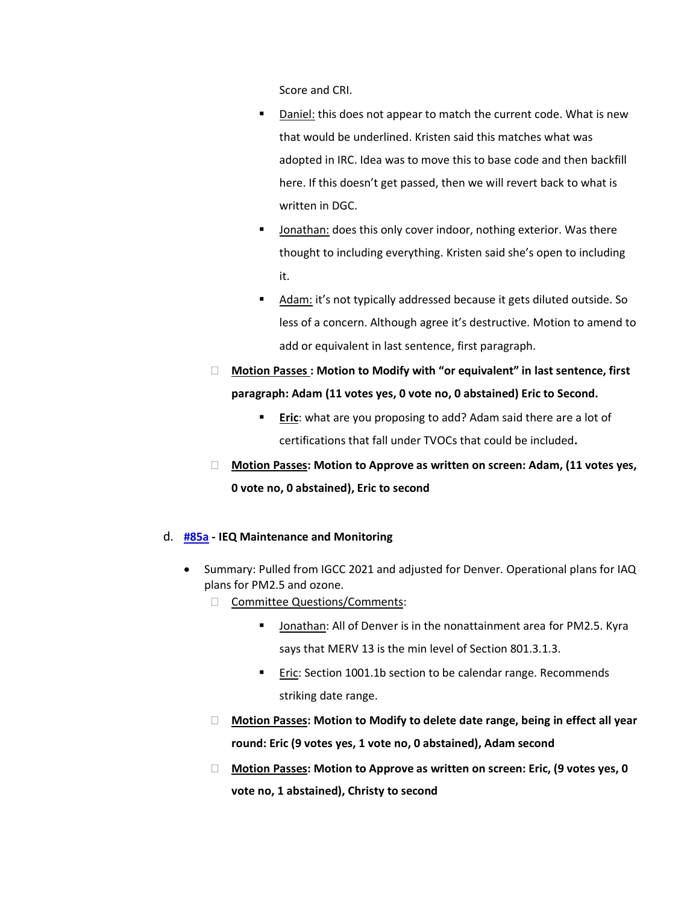Score and CRI.

- Daniel: this does not appear to match the current code. What is new that would be underlined. Kristen said this matches what was adopted in IRC. Idea was to move this to base code and then backfill here. If this doesn't get passed, then we will revert back to what is written in DGC.
- Jonathan: does this only cover indoor, nothing exterior. Was there thought to including everything. Kristen said she's open to including it.
- Adam: it's not typically addressed because it gets diluted outside. So less of a concern. Although agree it's destructive. Motion to amend to add or equivalent in last sentence, first paragraph.

- **Motion Passes : Motion to Modify with "or equivalent" in last sentence, first paragraph: Adam (11 votes yes, 0 vote no, 0 abstained) Eric to Second.**
  - **Eric**: what are you proposing to add? Adam said there are a lot of certifications that fall under TVOCs that could be included**.**
- **Motion Passes: Motion to Approve as written on screen: Adam, (11 votes yes, 0 vote no, 0 abstained), Eric to second**

d. **#85a - IEQ Maintenance and Monitoring**

- Summary: Pulled from IGCC 2021 and adjusted for Denver. Operational plans for IAQ plans for PM2.5 and ozone.
  - Committee Questions/Comments:
    - Jonathan: All of Denver is in the nonattainment area for PM2.5. Kyra says that MERV 13 is the min level of Section 801.3.1.3.
    - Eric: Section 1001.1b section to be calendar range. Recommends striking date range.
  - **Motion Passes: Motion to Modify to delete date range, being in effect all year round: Eric (9 votes yes, 1 vote no, 0 abstained), Adam second**
  - **Motion Passes: Motion to Approve as written on screen: Eric, (9 votes yes, 0 vote no, 1 abstained), Christy to second**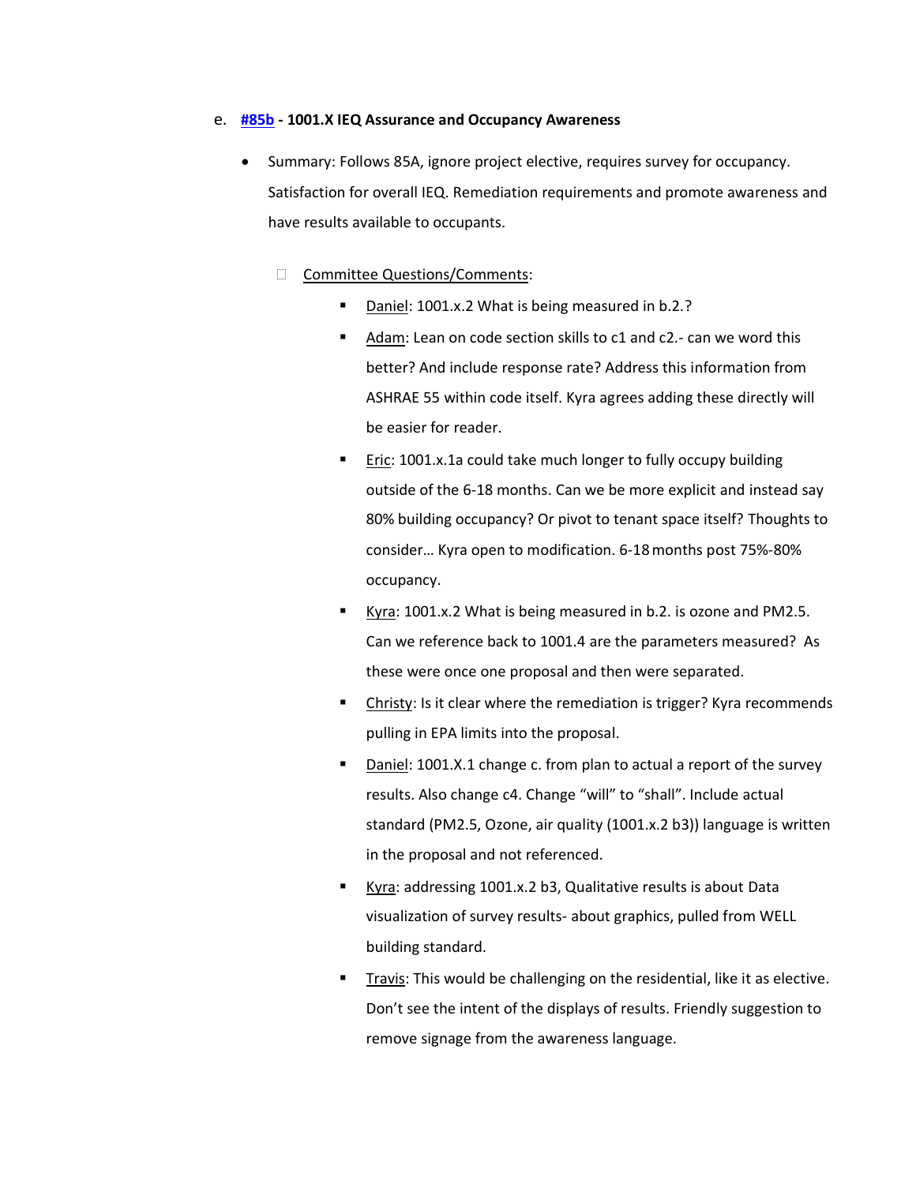e. **[#85b](#) - 1001.X IEQ Assurance and Occupancy Awareness**

- Summary: Follows 85A, ignore project elective, requires survey for occupancy. Satisfaction for overall IEQ. Remediation requirements and promote awareness and have results available to occupants.

  - Committee Questions/Comments:
    - Daniel: 1001.x.2 What is being measured in b.2.?
    - Adam: Lean on code section skills to c1 and c2.- can we word this better? And include response rate? Address this information from ASHRAE 55 within code itself. Kyra agrees adding these directly will be easier for reader.
    - Eric: 1001.x.1a could take much longer to fully occupy building outside of the 6-18 months. Can we be more explicit and instead say 80% building occupancy? Or pivot to tenant space itself? Thoughts to consider… Kyra open to modification. 6-18 months post 75%-80% occupancy.
    - Kyra: 1001.x.2 What is being measured in b.2. is ozone and PM2.5. Can we reference back to 1001.4 are the parameters measured? As these were once one proposal and then were separated.
    - Christy: Is it clear where the remediation is trigger? Kyra recommends pulling in EPA limits into the proposal.
    - Daniel: 1001.X.1 change c. from plan to actual a report of the survey results. Also change c4. Change "will" to "shall". Include actual standard (PM2.5, Ozone, air quality (1001.x.2 b3)) language is written in the proposal and not referenced.
    - Kyra: addressing 1001.x.2 b3, Qualitative results is about Data visualization of survey results- about graphics, pulled from WELL building standard.
    - Travis: This would be challenging on the residential, like it as elective. Don't see the intent of the displays of results. Friendly suggestion to remove signage from the awareness language.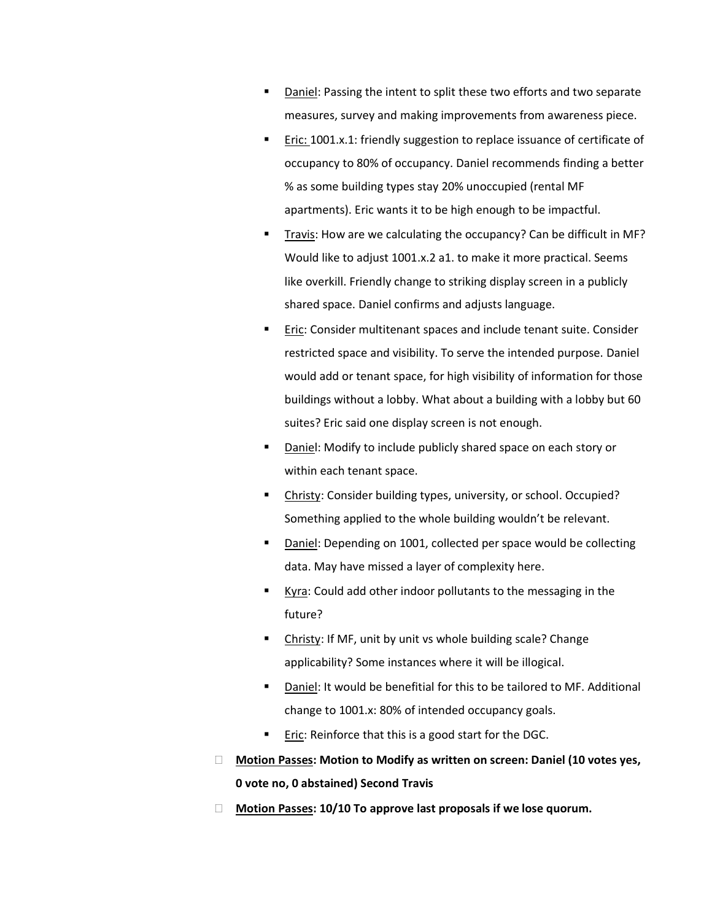- Daniel: Passing the intent to split these two efforts and two separate measures, survey and making improvements from awareness piece.
- Eric: 1001.x.1: friendly suggestion to replace issuance of certificate of occupancy to 80% of occupancy. Daniel recommends finding a better % as some building types stay 20% unoccupied (rental MF apartments). Eric wants it to be high enough to be impactful.
- Travis: How are we calculating the occupancy? Can be difficult in MF? Would like to adjust 1001.x.2 a1. to make it more practical. Seems like overkill. Friendly change to striking display screen in a publicly shared space. Daniel confirms and adjusts language.
- Eric: Consider multitenant spaces and include tenant suite. Consider restricted space and visibility. To serve the intended purpose. Daniel would add or tenant space, for high visibility of information for those buildings without a lobby. What about a building with a lobby but 60 suites? Eric said one display screen is not enough.
- Daniel: Modify to include publicly shared space on each story or within each tenant space.
- Christy: Consider building types, university, or school. Occupied? Something applied to the whole building wouldn't be relevant.
- Daniel: Depending on 1001, collected per space would be collecting data. May have missed a layer of complexity here.
- Kyra: Could add other indoor pollutants to the messaging in the future?
- Christy: If MF, unit by unit vs whole building scale? Change applicability? Some instances where it will be illogical.
- Daniel: It would be benefitial for this to be tailored to MF. Additional change to 1001.x: 80% of intended occupancy goals.
- Eric: Reinforce that this is a good start for the DGC.

- **Motion Passes: Motion to Modify as written on screen: Daniel (10 votes yes, 0 vote no, 0 abstained) Second Travis**
- **Motion Passes: 10/10 To approve last proposals if we lose quorum.**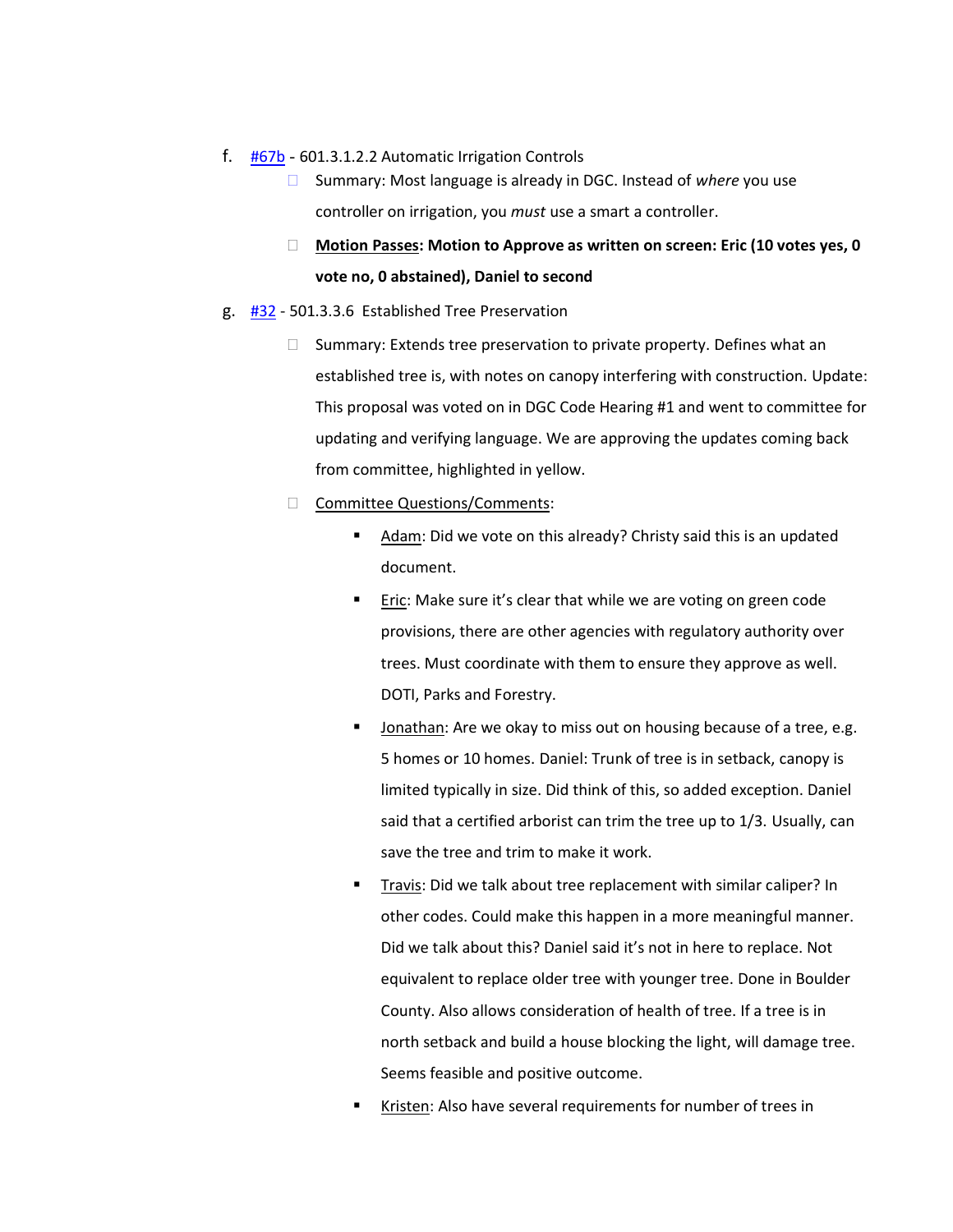f. [#67b](#) - 601.3.1.2.2 Automatic Irrigation Controls
   - Summary: Most language is already in DGC. Instead of *where* you use controller on irrigation, you *must* use a smart a controller.
   - **<u>Motion Passes</u>: Motion to Approve as written on screen: Eric (10 votes yes, 0 vote no, 0 abstained), Daniel to second**

g. [#32](#) - 501.3.3.6 Established Tree Preservation
   - Summary: Extends tree preservation to private property. Defines what an established tree is, with notes on canopy interfering with construction. Update: This proposal was voted on in DGC Code Hearing #1 and went to committee for updating and verifying language. We are approving the updates coming back from committee, highlighted in yellow.
   - <u>Committee Questions/Comments</u>:
     - <u>Adam</u>: Did we vote on this already? Christy said this is an updated document.
     - <u>Eric</u>: Make sure it's clear that while we are voting on green code provisions, there are other agencies with regulatory authority over trees. Must coordinate with them to ensure they approve as well. DOTI, Parks and Forestry.
     - <u>Jonathan</u>: Are we okay to miss out on housing because of a tree, e.g. 5 homes or 10 homes. Daniel: Trunk of tree is in setback, canopy is limited typically in size. Did think of this, so added exception. Daniel said that a certified arborist can trim the tree up to 1/3. Usually, can save the tree and trim to make it work.
     - <u>Travis</u>: Did we talk about tree replacement with similar caliper? In other codes. Could make this happen in a more meaningful manner. Did we talk about this? Daniel said it's not in here to replace. Not equivalent to replace older tree with younger tree. Done in Boulder County. Also allows consideration of health of tree. If a tree is in north setback and build a house blocking the light, will damage tree. Seems feasible and positive outcome.
     - <u>Kristen</u>: Also have several requirements for number of trees in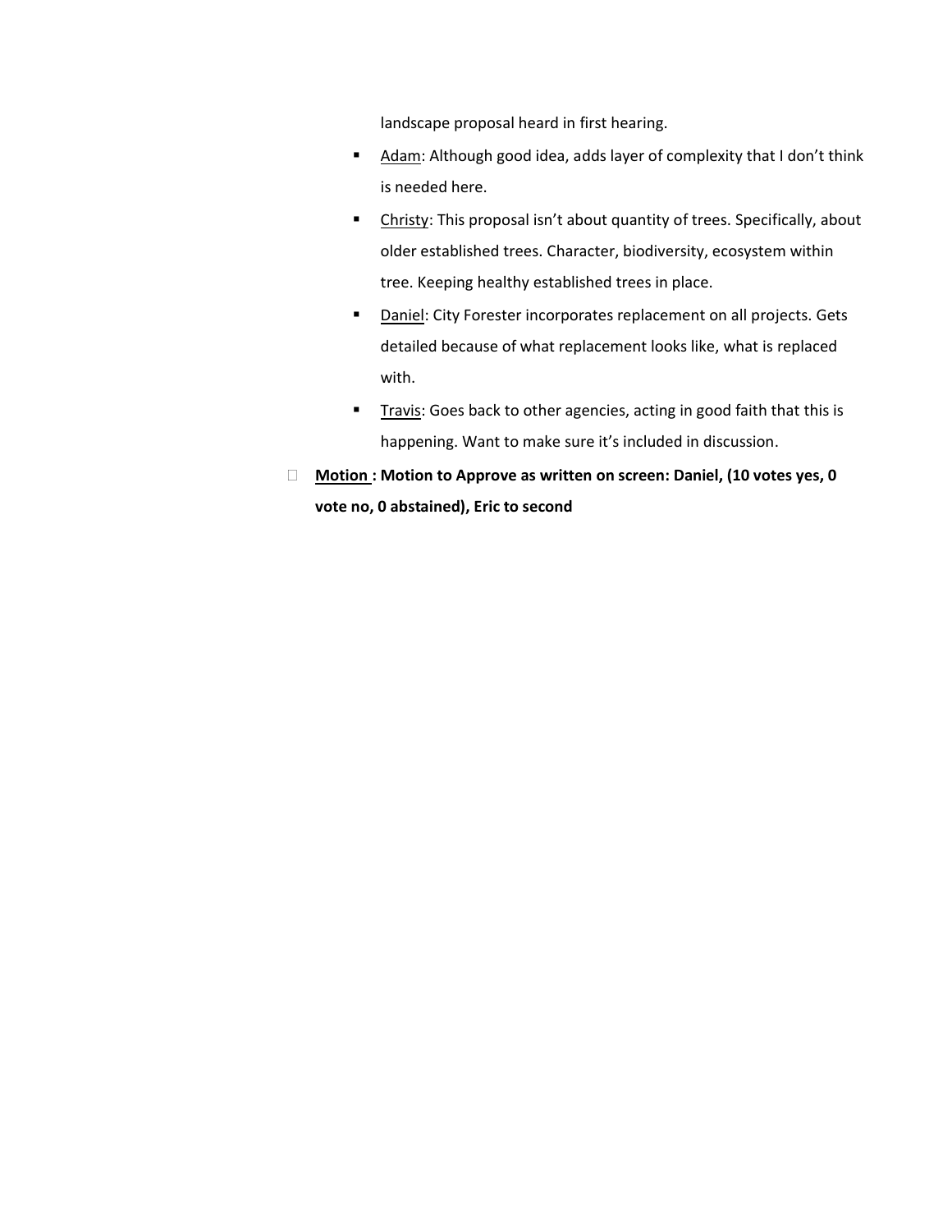landscape proposal heard in first hearing.

- Adam: Although good idea, adds layer of complexity that I don't think is needed here.
- Christy: This proposal isn't about quantity of trees. Specifically, about older established trees. Character, biodiversity, ecosystem within tree. Keeping healthy established trees in place.
- Daniel: City Forester incorporates replacement on all projects. Gets detailed because of what replacement looks like, what is replaced with.
- Travis: Goes back to other agencies, acting in good faith that this is happening. Want to make sure it's included in discussion.

- **Motion : Motion to Approve as written on screen: Daniel, (10 votes yes, 0 vote no, 0 abstained), Eric to second**